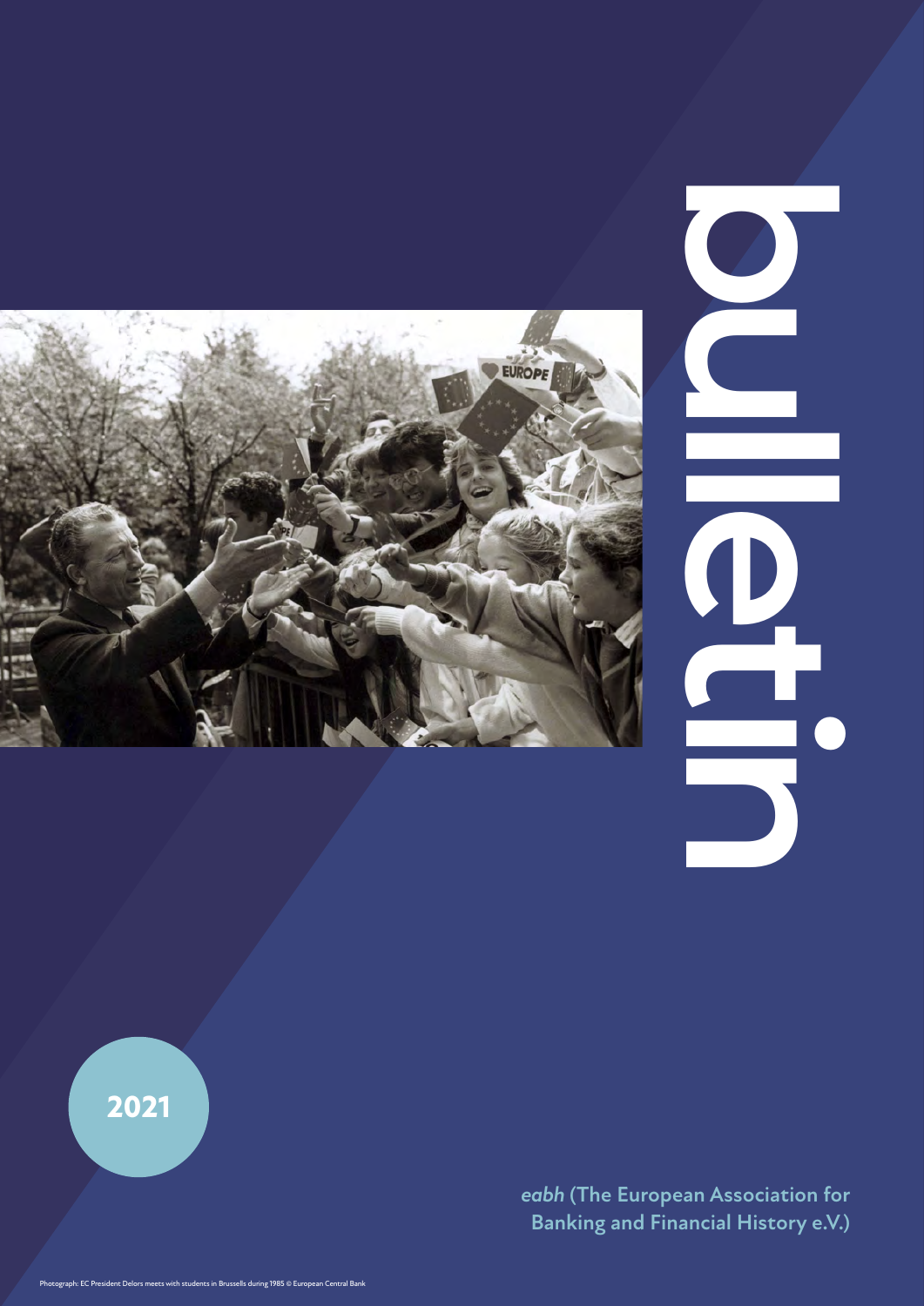# bulletin

**2021**

***eabh* (The European Association for Banking and Financial History e.V.)**

Photograph: EC President Delors meets with students in Brussels during 1985 © European Central Bank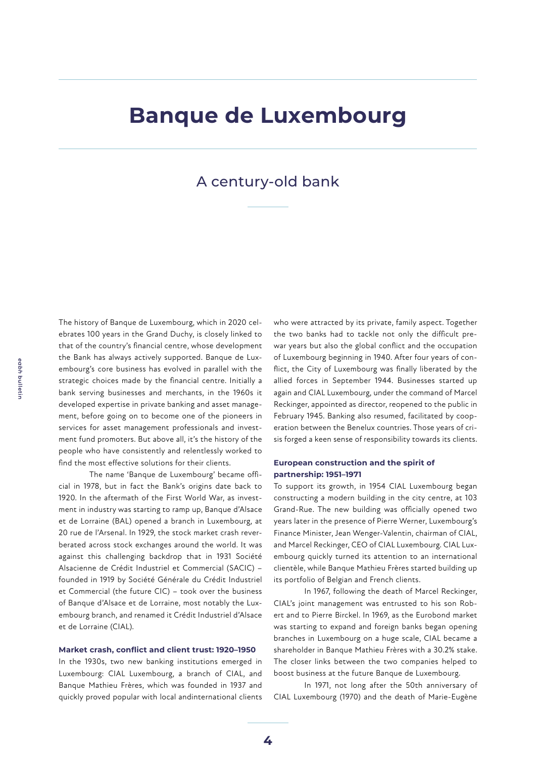# Banque de Luxembourg

## A century-old bank

The history of Banque de Luxembourg, which in 2020 celebrates 100 years in the Grand Duchy, is closely linked to that of the country's financial centre, whose development the Bank has always actively supported. Banque de Luxembourg's core business has evolved in parallel with the strategic choices made by the financial centre. Initially a bank serving businesses and merchants, in the 1960s it developed expertise in private banking and asset management, before going on to become one of the pioneers in services for asset management professionals and investment fund promoters. But above all, it's the history of the people who have consistently and relentlessly worked to find the most effective solutions for their clients.

The name 'Banque de Luxembourg' became official in 1978, but in fact the Bank's origins date back to 1920. In the aftermath of the First World War, as investment in industry was starting to ramp up, Banque d'Alsace et de Lorraine (BAL) opened a branch in Luxembourg, at 20 rue de l'Arsenal. In 1929, the stock market crash reverberated across stock exchanges around the world. It was against this challenging backdrop that in 1931 Société Alsacienne de Crédit Industriel et Commercial (SACIC) – founded in 1919 by Société Générale du Crédit Industriel et Commercial (the future CIC) – took over the business of Banque d'Alsace et de Lorraine, most notably the Luxembourg branch, and renamed it Crédit Industriel d'Alsace et de Lorraine (CIAL).

### Market crash, conflict and client trust: 1920–1950

In the 1930s, two new banking institutions emerged in Luxembourg: CIAL Luxembourg, a branch of CIAL, and Banque Mathieu Frères, which was founded in 1937 and quickly proved popular with local andinternational clients who were attracted by its private, family aspect. Together the two banks had to tackle not only the difficult pre-war years but also the global conflict and the occupation of Luxembourg beginning in 1940. After four years of conflict, the City of Luxembourg was finally liberated by the allied forces in September 1944. Businesses started up again and CIAL Luxembourg, under the command of Marcel Reckinger, appointed as director, reopened to the public in February 1945. Banking also resumed, facilitated by cooperation between the Benelux countries. Those years of crisis forged a keen sense of responsibility towards its clients.

### European construction and the spirit of partnership: 1951–1971

To support its growth, in 1954 CIAL Luxembourg began constructing a modern building in the city centre, at 103 Grand-Rue. The new building was officially opened two years later in the presence of Pierre Werner, Luxembourg's Finance Minister, Jean Wenger-Valentin, chairman of CIAL, and Marcel Reckinger, CEO of CIAL Luxembourg. CIAL Luxembourg quickly turned its attention to an international clientèle, while Banque Mathieu Frères started building up its portfolio of Belgian and French clients.

In 1967, following the death of Marcel Reckinger, CIAL's joint management was entrusted to his son Robert and to Pierre Birckel. In 1969, as the Eurobond market was starting to expand and foreign banks began opening branches in Luxembourg on a huge scale, CIAL became a shareholder in Banque Mathieu Frères with a 30.2% stake. The closer links between the two companies helped to boost business at the future Banque de Luxembourg.

In 1971, not long after the 50th anniversary of CIAL Luxembourg (1970) and the death of Marie-Eugène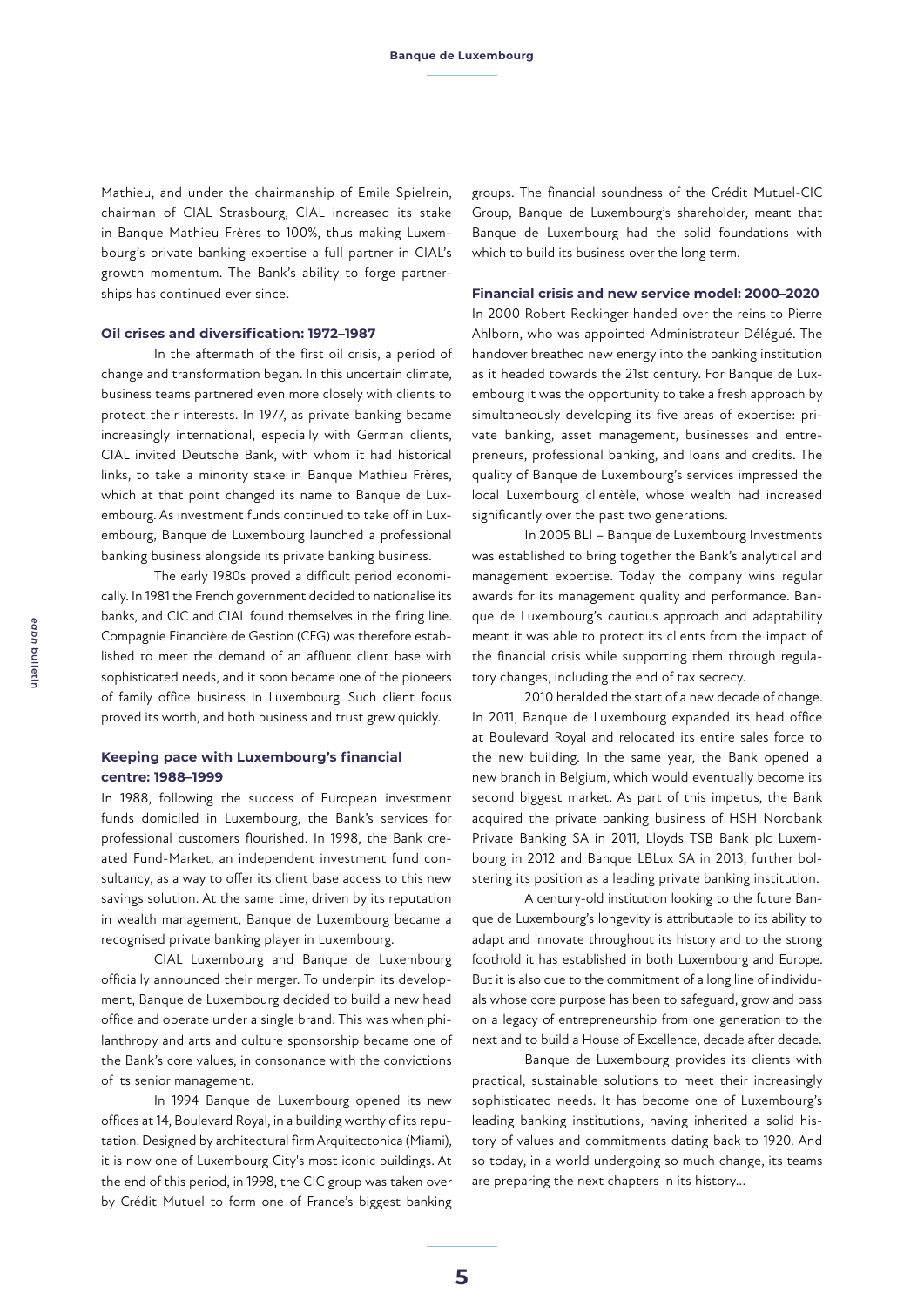Mathieu, and under the chairmanship of Emile Spielrein, chairman of CIAL Strasbourg, CIAL increased its stake in Banque Mathieu Frères to 100%, thus making Luxembourg's private banking expertise a full partner in CIAL's growth momentum. The Bank's ability to forge partnerships has continued ever since.

### Oil crises and diversification: 1972–1987

In the aftermath of the first oil crisis, a period of change and transformation began. In this uncertain climate, business teams partnered even more closely with clients to protect their interests. In 1977, as private banking became increasingly international, especially with German clients, CIAL invited Deutsche Bank, with whom it had historical links, to take a minority stake in Banque Mathieu Frères, which at that point changed its name to Banque de Luxembourg. As investment funds continued to take off in Luxembourg, Banque de Luxembourg launched a professional banking business alongside its private banking business.

The early 1980s proved a difficult period economically. In 1981 the French government decided to nationalise its banks, and CIC and CIAL found themselves in the firing line. Compagnie Financière de Gestion (CFG) was therefore established to meet the demand of an affluent client base with sophisticated needs, and it soon became one of the pioneers of family office business in Luxembourg. Such client focus proved its worth, and both business and trust grew quickly.

### Keeping pace with Luxembourg's financial centre: 1988–1999

In 1988, following the success of European investment funds domiciled in Luxembourg, the Bank's services for professional customers flourished. In 1998, the Bank created Fund-Market, an independent investment fund consultancy, as a way to offer its client base access to this new savings solution. At the same time, driven by its reputation in wealth management, Banque de Luxembourg became a recognised private banking player in Luxembourg.

CIAL Luxembourg and Banque de Luxembourg officially announced their merger. To underpin its development, Banque de Luxembourg decided to build a new head office and operate under a single brand. This was when philanthropy and arts and culture sponsorship became one of the Bank's core values, in consonance with the convictions of its senior management.

In 1994 Banque de Luxembourg opened its new offices at 14, Boulevard Royal, in a building worthy of its reputation. Designed by architectural firm Arquitectonica (Miami), it is now one of Luxembourg City's most iconic buildings. At the end of this period, in 1998, the CIC group was taken over by Crédit Mutuel to form one of France's biggest banking groups. The financial soundness of the Crédit Mutuel-CIC Group, Banque de Luxembourg's shareholder, meant that Banque de Luxembourg had the solid foundations with which to build its business over the long term.

### Financial crisis and new service model: 2000–2020

In 2000 Robert Reckinger handed over the reins to Pierre Ahlborn, who was appointed Administrateur Délégué. The handover breathed new energy into the banking institution as it headed towards the 21st century. For Banque de Luxembourg it was the opportunity to take a fresh approach by simultaneously developing its five areas of expertise: private banking, asset management, businesses and entrepreneurs, professional banking, and loans and credits. The quality of Banque de Luxembourg's services impressed the local Luxembourg clientèle, whose wealth had increased significantly over the past two generations.

In 2005 BLI – Banque de Luxembourg Investments was established to bring together the Bank's analytical and management expertise. Today the company wins regular awards for its management quality and performance. Banque de Luxembourg's cautious approach and adaptability meant it was able to protect its clients from the impact of the financial crisis while supporting them through regulatory changes, including the end of tax secrecy.

2010 heralded the start of a new decade of change. In 2011, Banque de Luxembourg expanded its head office at Boulevard Royal and relocated its entire sales force to the new building. In the same year, the Bank opened a new branch in Belgium, which would eventually become its second biggest market. As part of this impetus, the Bank acquired the private banking business of HSH Nordbank Private Banking SA in 2011, Lloyds TSB Bank plc Luxembourg in 2012 and Banque LBLux SA in 2013, further bolstering its position as a leading private banking institution.

A century-old institution looking to the future Banque de Luxembourg's longevity is attributable to its ability to adapt and innovate throughout its history and to the strong foothold it has established in both Luxembourg and Europe. But it is also due to the commitment of a long line of individuals whose core purpose has been to safeguard, grow and pass on a legacy of entrepreneurship from one generation to the next and to build a House of Excellence, decade after decade.

Banque de Luxembourg provides its clients with practical, sustainable solutions to meet their increasingly sophisticated needs. It has become one of Luxembourg's leading banking institutions, having inherited a solid history of values and commitments dating back to 1920. And so today, in a world undergoing so much change, its teams are preparing the next chapters in its history...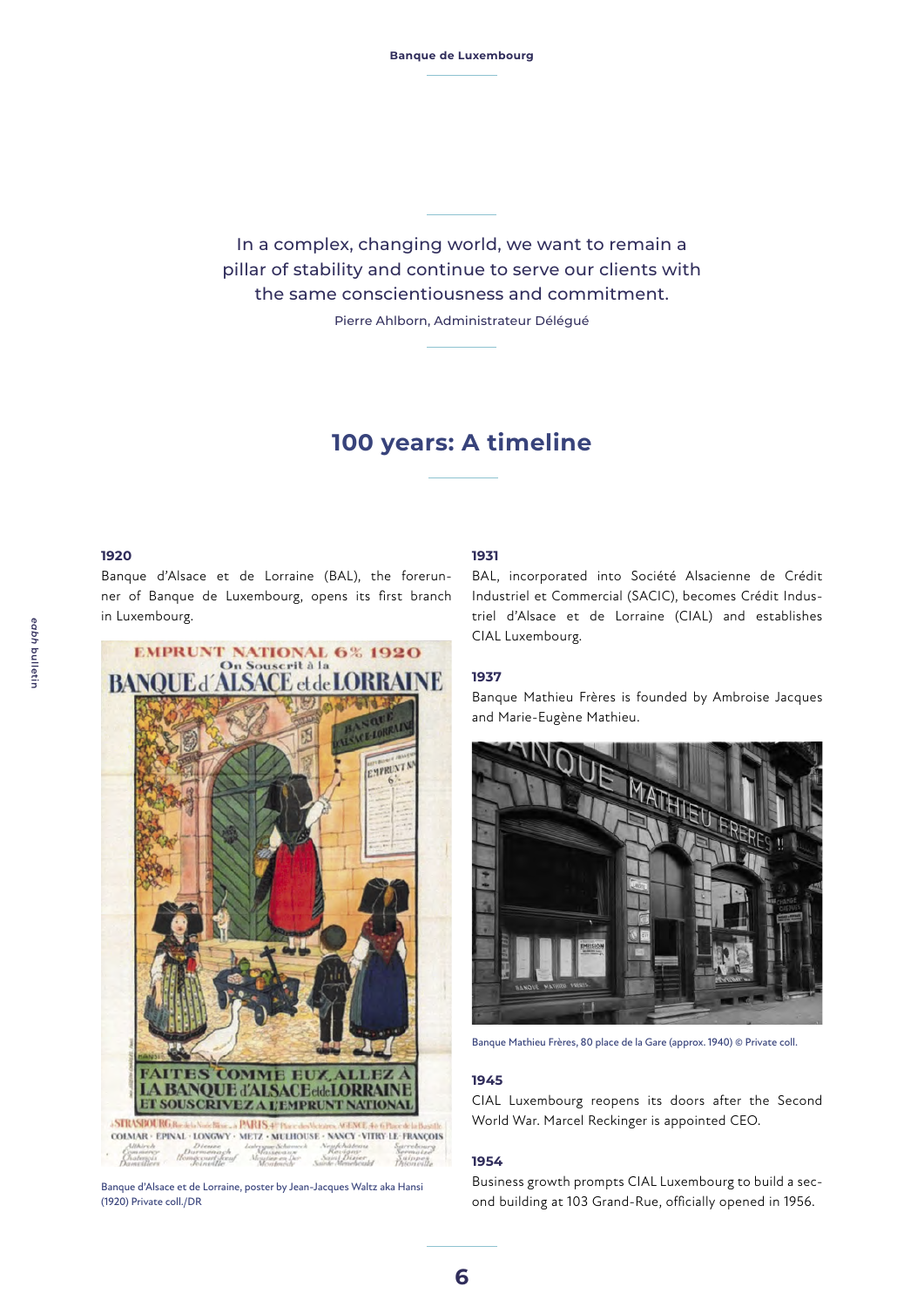> In a complex, changing world, we want to remain a pillar of stability and continue to serve our clients with the same conscientiousness and commitment.
>
> Pierre Ahlborn, Administrateur Délégué

## 100 years: A timeline

**1920**

Banque d'Alsace et de Lorraine (BAL), the forerunner of Banque de Luxembourg, opens its first branch in Luxembourg.

Banque d'Alsace et de Lorraine, poster by Jean-Jacques Waltz aka Hansi (1920) Private coll./DR

**1931**

BAL, incorporated into Société Alsacienne de Crédit Industriel et Commercial (SACIC), becomes Crédit Industriel d'Alsace et de Lorraine (CIAL) and establishes CIAL Luxembourg.

**1937**

Banque Mathieu Frères is founded by Ambroise Jacques and Marie-Eugène Mathieu.

Banque Mathieu Frères, 80 place de la Gare (approx. 1940) © Private coll.

**1945**

CIAL Luxembourg reopens its doors after the Second World War. Marcel Reckinger is appointed CEO.

**1954**

Business growth prompts CIAL Luxembourg to build a second building at 103 Grand-Rue, officially opened in 1956.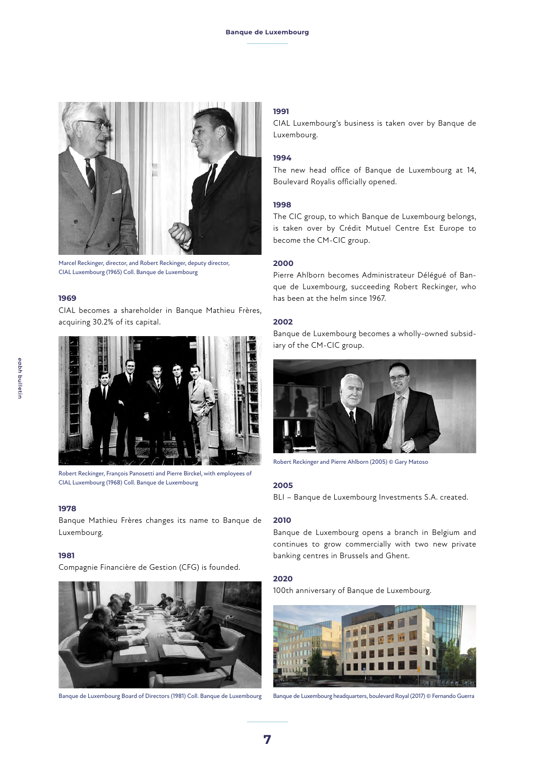Marcel Reckinger, director, and Robert Reckinger, deputy director, CIAL Luxembourg (1965) Coll. Banque de Luxembourg

**1969**

CIAL becomes a shareholder in Banque Mathieu Frères, acquiring 30.2% of its capital.

Robert Reckinger, François Panosetti and Pierre Birckel, with employees of CIAL Luxembourg (1968) Coll. Banque de Luxembourg

**1978**

Banque Mathieu Frères changes its name to Banque de Luxembourg.

**1981**

Compagnie Financière de Gestion (CFG) is founded.

Banque de Luxembourg Board of Directors (1981) Coll. Banque de Luxembourg

**1991**

CIAL Luxembourg's business is taken over by Banque de Luxembourg.

**1994**

The new head office of Banque de Luxembourg at 14, Boulevard Royalis officially opened.

**1998**

The CIC group, to which Banque de Luxembourg belongs, is taken over by Crédit Mutuel Centre Est Europe to become the CM-CIC group.

**2000**

Pierre Ahlborn becomes Administrateur Délégué of Banque de Luxembourg, succeeding Robert Reckinger, who has been at the helm since 1967.

**2002**

Banque de Luxembourg becomes a wholly-owned subsidiary of the CM-CIC group.

Robert Reckinger and Pierre Ahlborn (2005) © Gary Matoso

**2005**

BLI – Banque de Luxembourg Investments S.A. created.

**2010**

Banque de Luxembourg opens a branch in Belgium and continues to grow commercially with two new private banking centres in Brussels and Ghent.

**2020**

100th anniversary of Banque de Luxembourg.

Banque de Luxembourg headquarters, boulevard Royal (2017) © Fernando Guerra